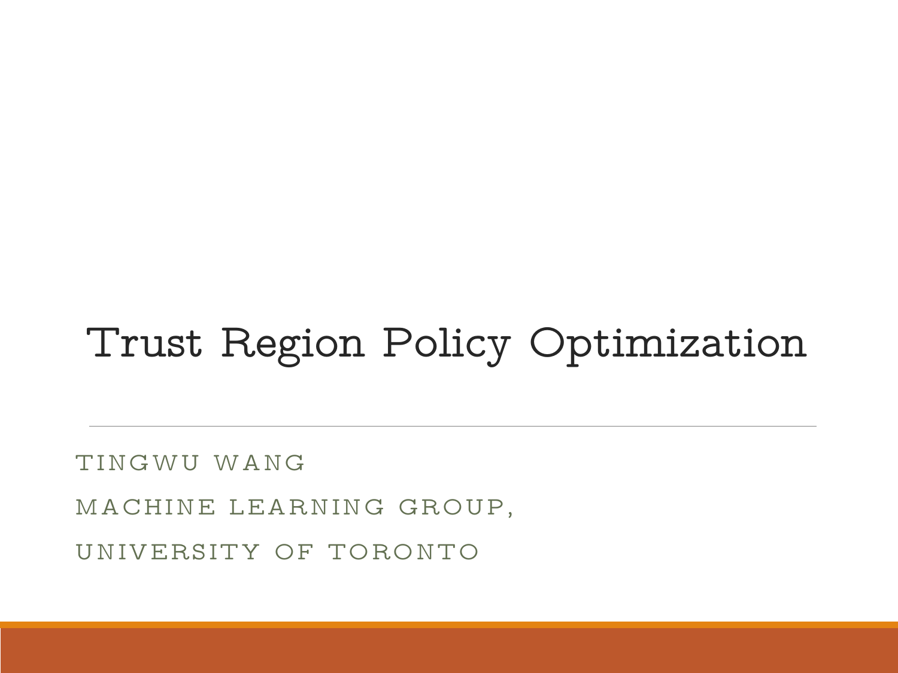# Trust Region Policy Optimization

TINGWU WANG

MACHINE LEARNING GROUP,

UNIVERSITY OF TORONTO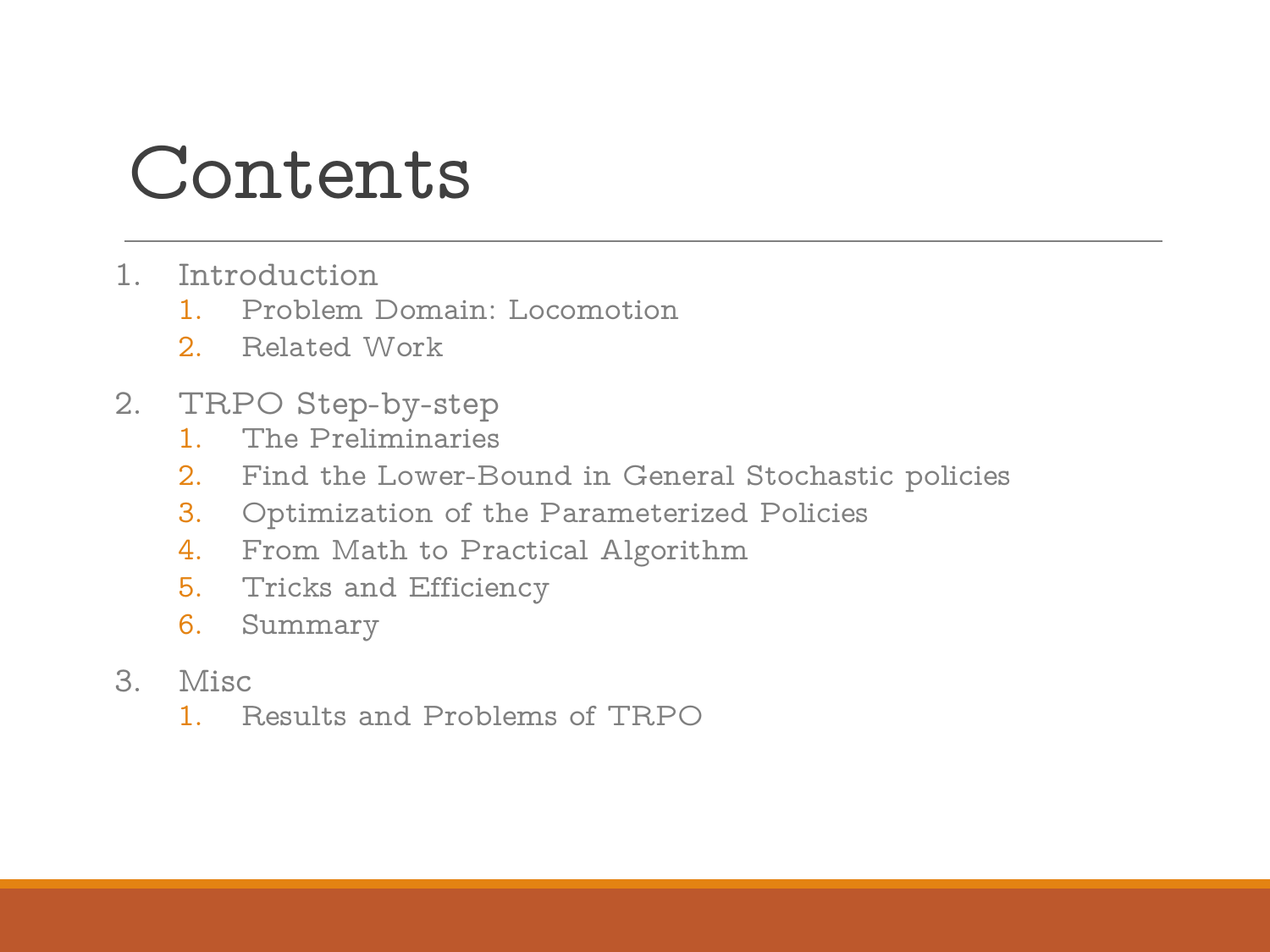# Contents

1. Introduction
    1. Problem Domain: Locomotion
    2. Related Work
2. TRPO Step-by-step
    1. The Preliminaries
    2. Find the Lower-Bound in General Stochastic policies
    3. Optimization of the Parameterized Policies
    4. From Math to Practical Algorithm
    5. Tricks and Efficiency
    6. Summary
3. Misc
    1. Results and Problems of TRPO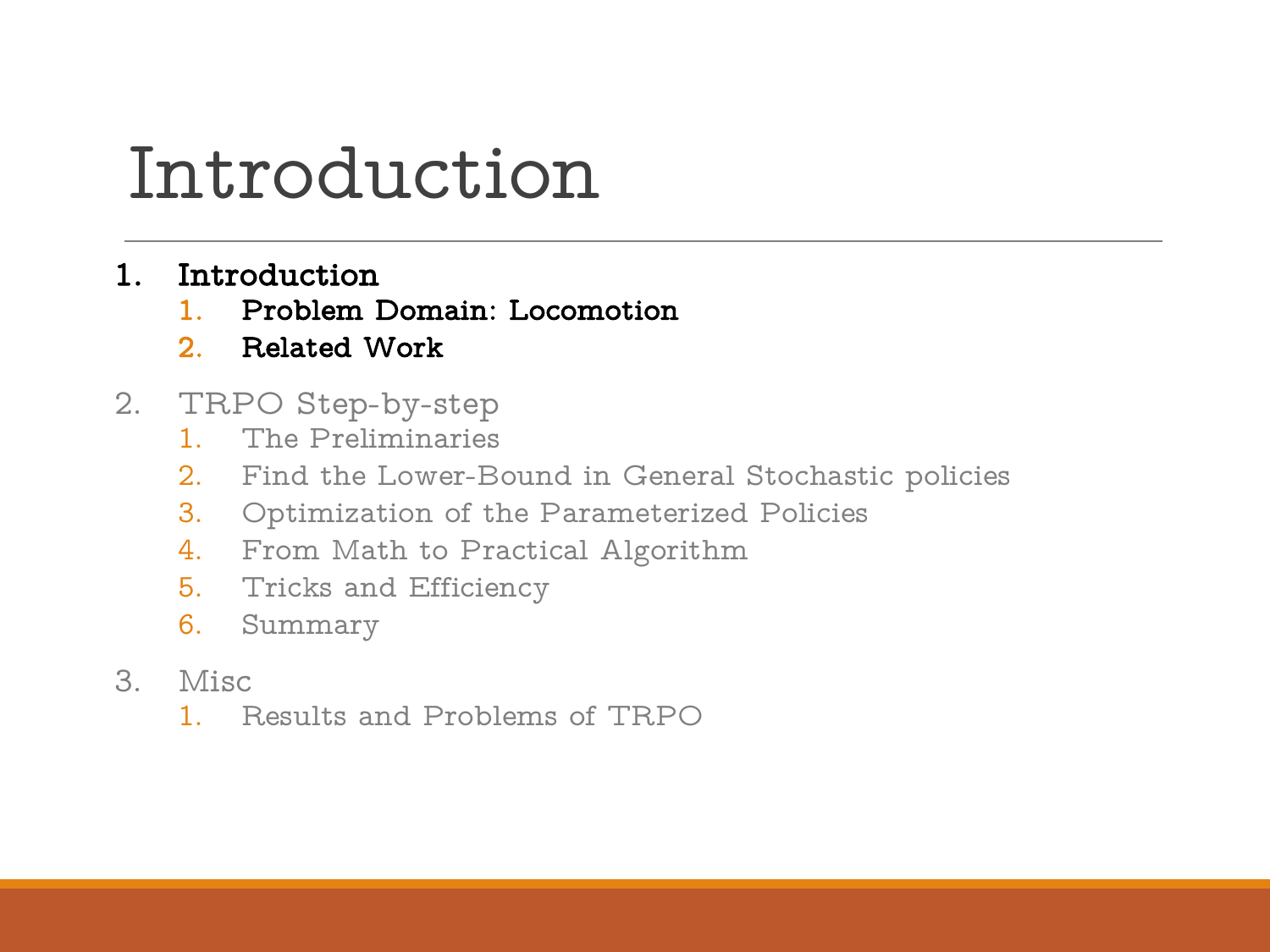# Introduction

1. **Introduction**
   1. **Problem Domain: Locomotion**
   2. **Related Work**
2. TRPO Step-by-step
   1. The Preliminaries
   2. Find the Lower-Bound in General Stochastic policies
   3. Optimization of the Parameterized Policies
   4. From Math to Practical Algorithm
   5. Tricks and Efficiency
   6. Summary
3. Misc
   1. Results and Problems of TRPO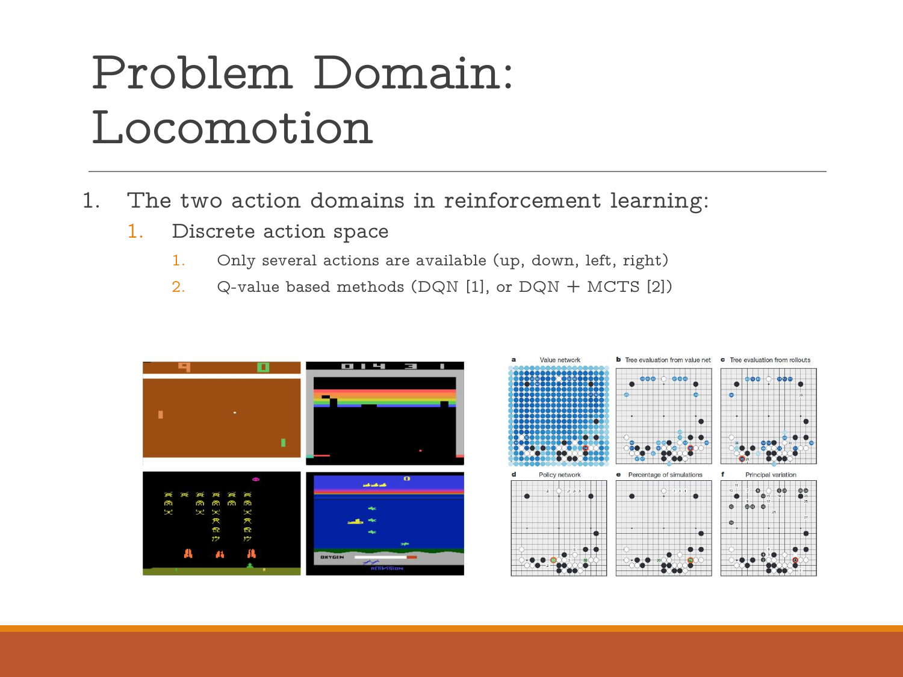# Problem Domain: Locomotion

1. The two action domains in reinforcement learning:
   1. Discrete action space
      1. Only several actions are available (up, down, left, right)
      2. Q-value based methods (DQN [1], or DQN + MCTS [2])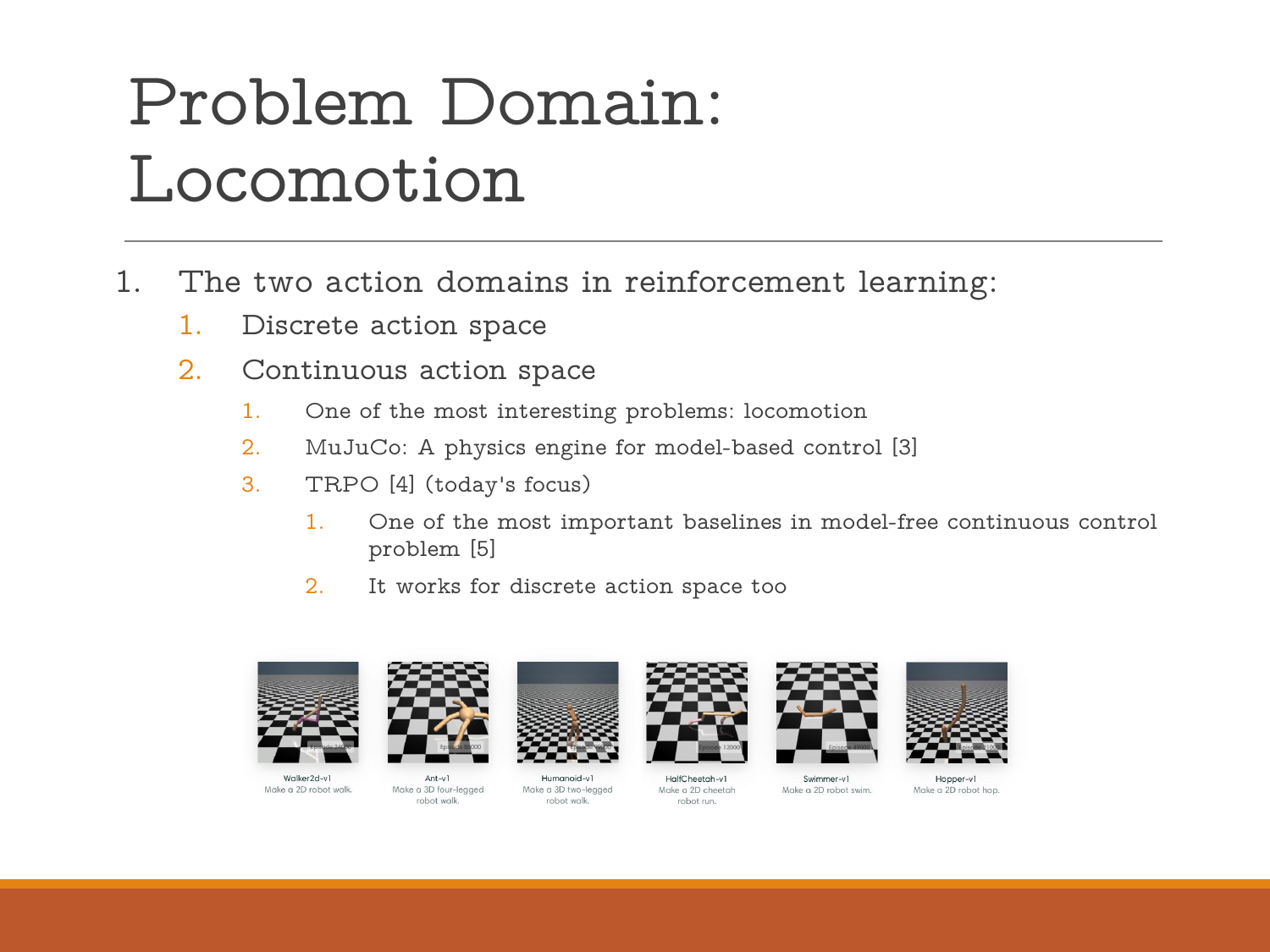# Problem Domain: Locomotion

1. The two action domains in reinforcement learning:
   1. Discrete action space
   2. Continuous action space
      1. One of the most interesting problems: locomotion
      2. MuJuCo: A physics engine for model-based control [3]
      3. TRPO [4] (today's focus)
         1. One of the most important baselines in model-free continuous control problem [5]
         2. It works for discrete action space too

Walker2d-v1
Make a 2D robot walk.

Ant-v1
Make a 3D four-legged robot walk.

Humanoid-v1
Make a 3D two-legged robot walk.

HalfCheetah-v1
Make a 2D cheetah robot run.

Swimmer-v1
Make a 2D robot swim.

Hopper-v1
Make a 2D robot hop.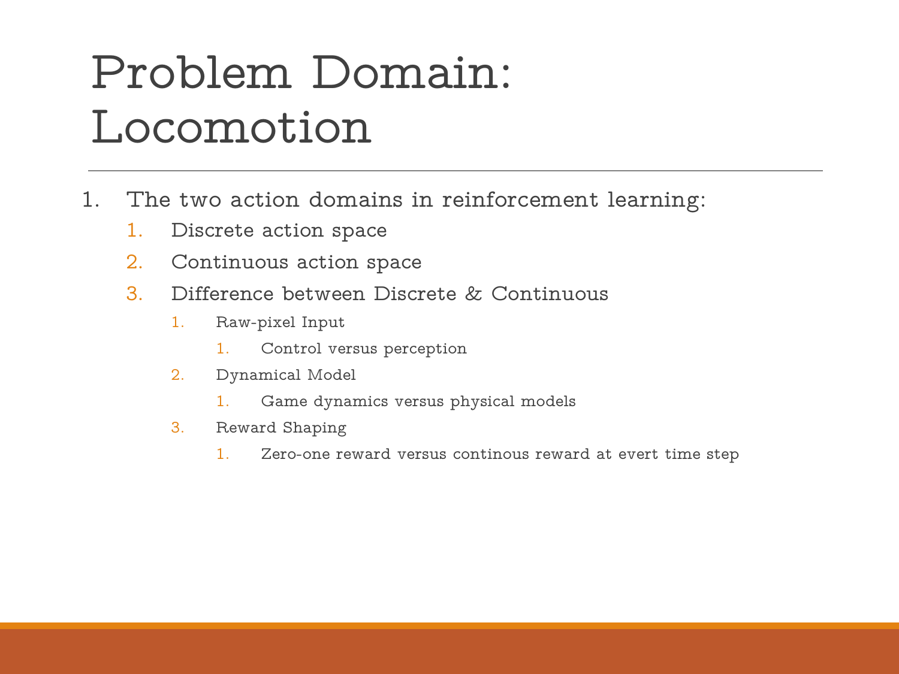# Problem Domain: Locomotion

1. The two action domains in reinforcement learning:
    1. Discrete action space
    2. Continuous action space
    3. Difference between Discrete & Continuous
        1. Raw-pixel Input
            1. Control versus perception
        2. Dynamical Model
            1. Game dynamics versus physical models
        3. Reward Shaping
            1. Zero-one reward versus continous reward at evert time step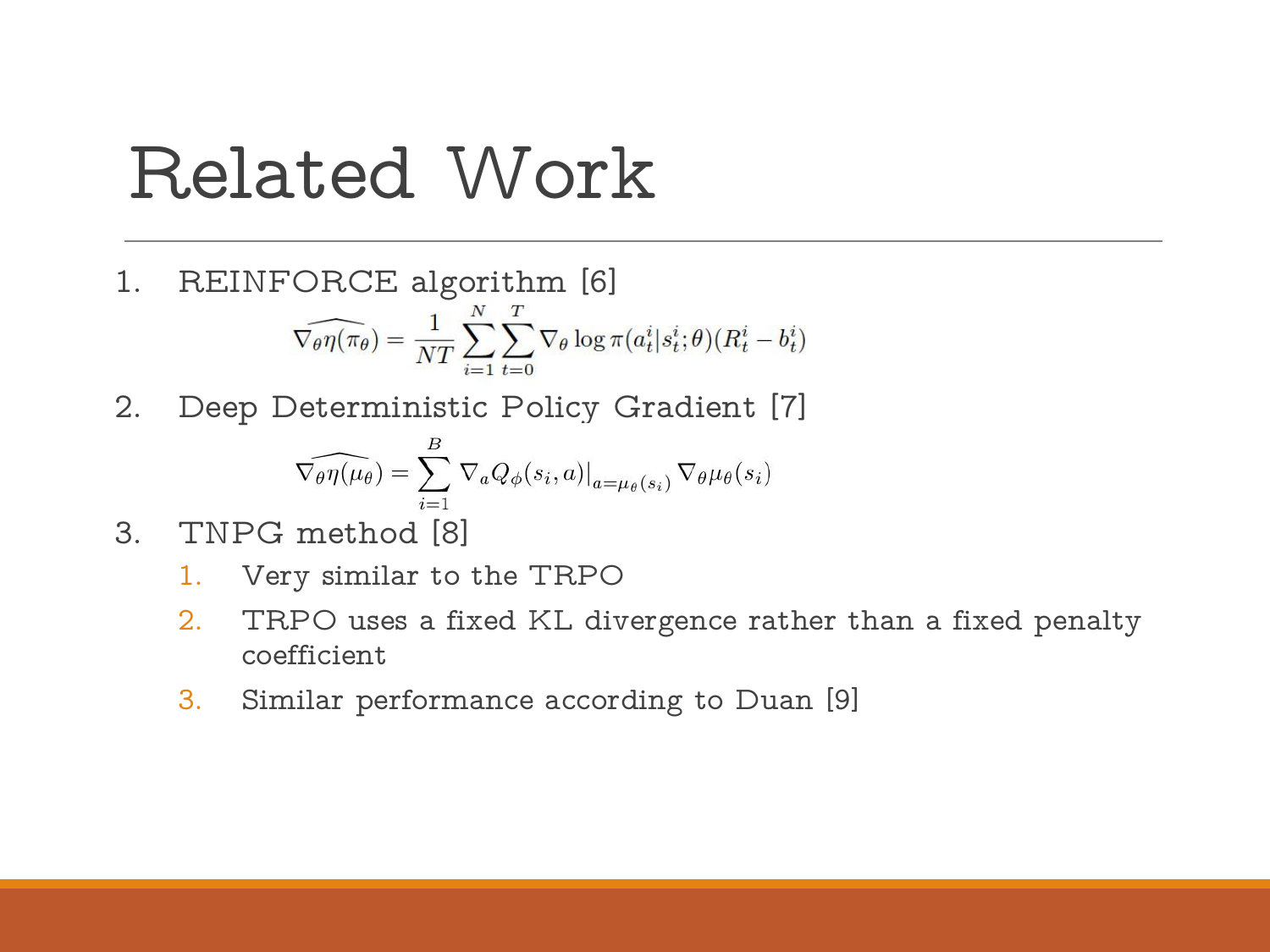# Related Work

1. REINFORCE algorithm [6]

$$\widehat{\nabla_\theta \eta(\pi_\theta)} = \frac{1}{NT} \sum_{i=1}^{N} \sum_{t=0}^{T} \nabla_\theta \log \pi(a_t^i | s_t^i; \theta)(R_t^i - b_t^i)$$

2. Deep Deterministic Policy Gradient [7]

$$\widehat{\nabla_\theta \eta(\mu_\theta)} = \sum_{i=1}^{B} \nabla_a Q_\phi(s_i, a)|_{a=\mu_\theta(s_i)} \nabla_\theta \mu_\theta(s_i)$$

3. TNPG method [8]
   1. Very similar to the TRPO
   2. TRPO uses a fixed KL divergence rather than a fixed penalty coefficient
   3. Similar performance according to Duan [9]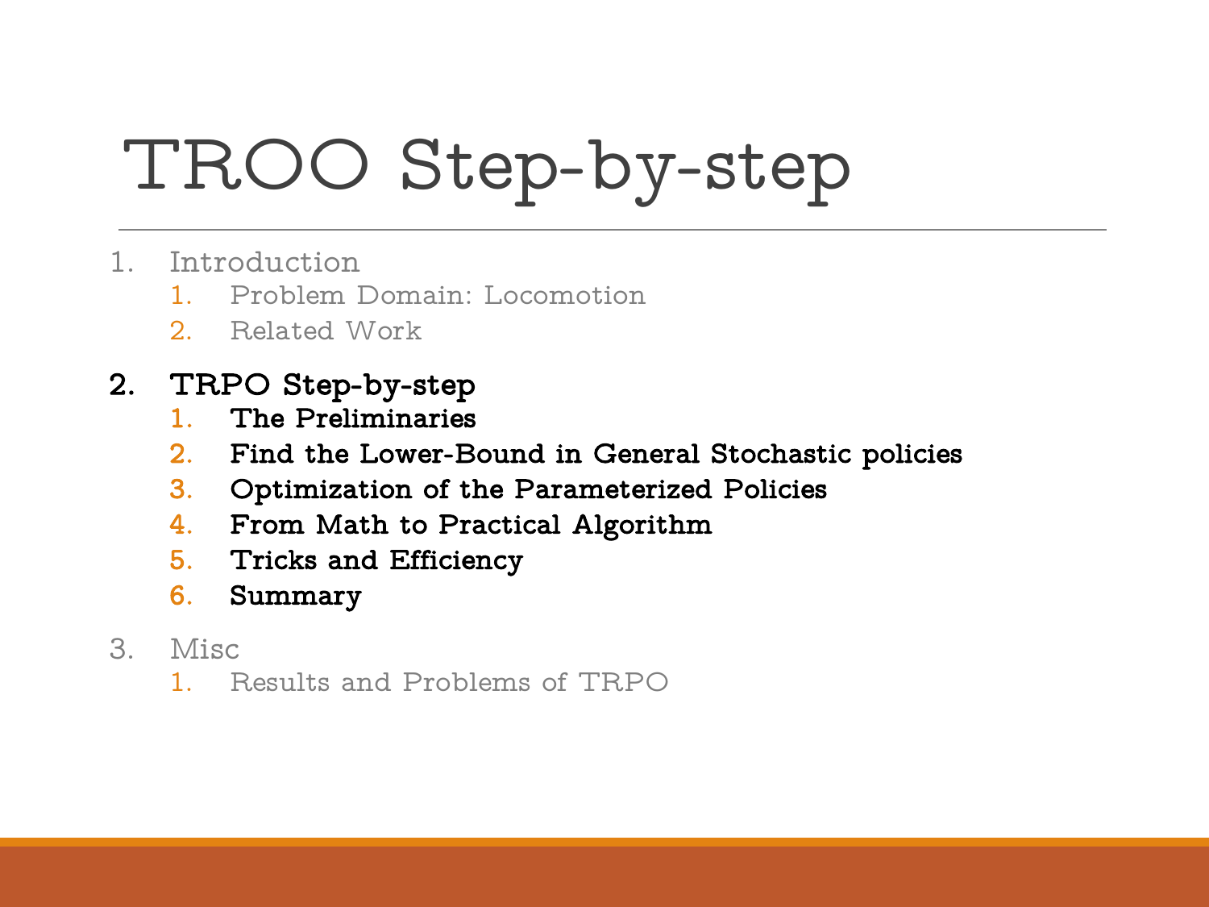# TROO Step-by-step

1. Introduction
   1. Problem Domain: Locomotion
   2. Related Work
2. **TRPO Step-by-step**
   1. **The Preliminaries**
   2. **Find the Lower-Bound in General Stochastic policies**
   3. **Optimization of the Parameterized Policies**
   4. **From Math to Practical Algorithm**
   5. **Tricks and Efficiency**
   6. **Summary**
3. Misc
   1. Results and Problems of TRPO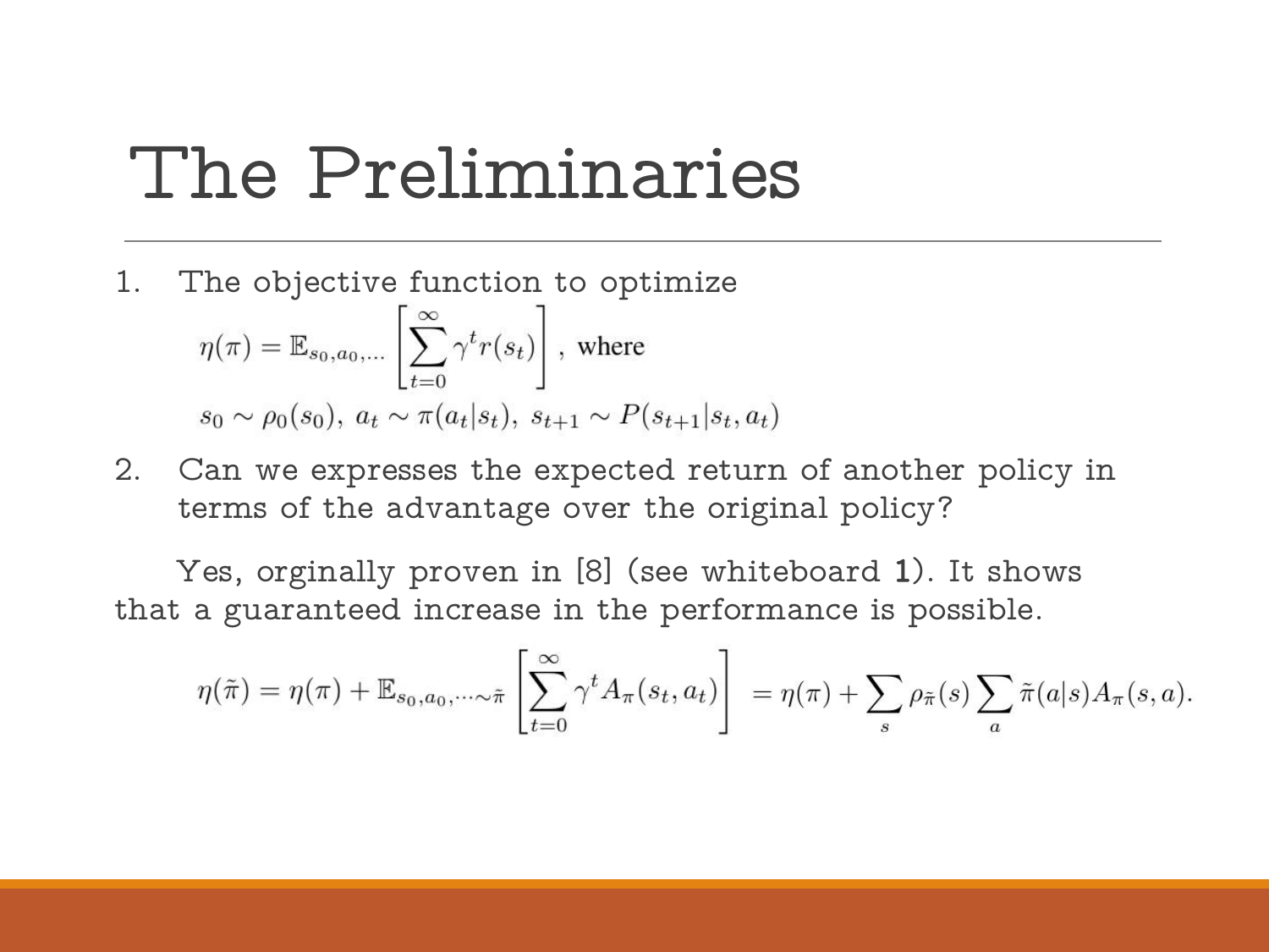# The Preliminaries

1. The objective function to optimize

$$\eta(\pi) = \mathbb{E}_{s_0, a_0, \ldots} \left[ \sum_{t=0}^{\infty} \gamma^t r(s_t) \right], \text{ where}$$

$$s_0 \sim \rho_0(s_0),\ a_t \sim \pi(a_t|s_t),\ s_{t+1} \sim P(s_{t+1}|s_t, a_t)$$

2. Can we expresses the expected return of another policy in terms of the advantage over the original policy?

Yes, orginally proven in [8] (see whiteboard **1**). It shows that a guaranteed increase in the performance is possible.

$$\eta(\tilde{\pi}) = \eta(\pi) + \mathbb{E}_{s_0, a_0, \cdots \sim \tilde{\pi}} \left[ \sum_{t=0}^{\infty} \gamma^t A_\pi(s_t, a_t) \right] = \eta(\pi) + \sum_s \rho_{\tilde{\pi}}(s) \sum_a \tilde{\pi}(a|s) A_\pi(s, a).$$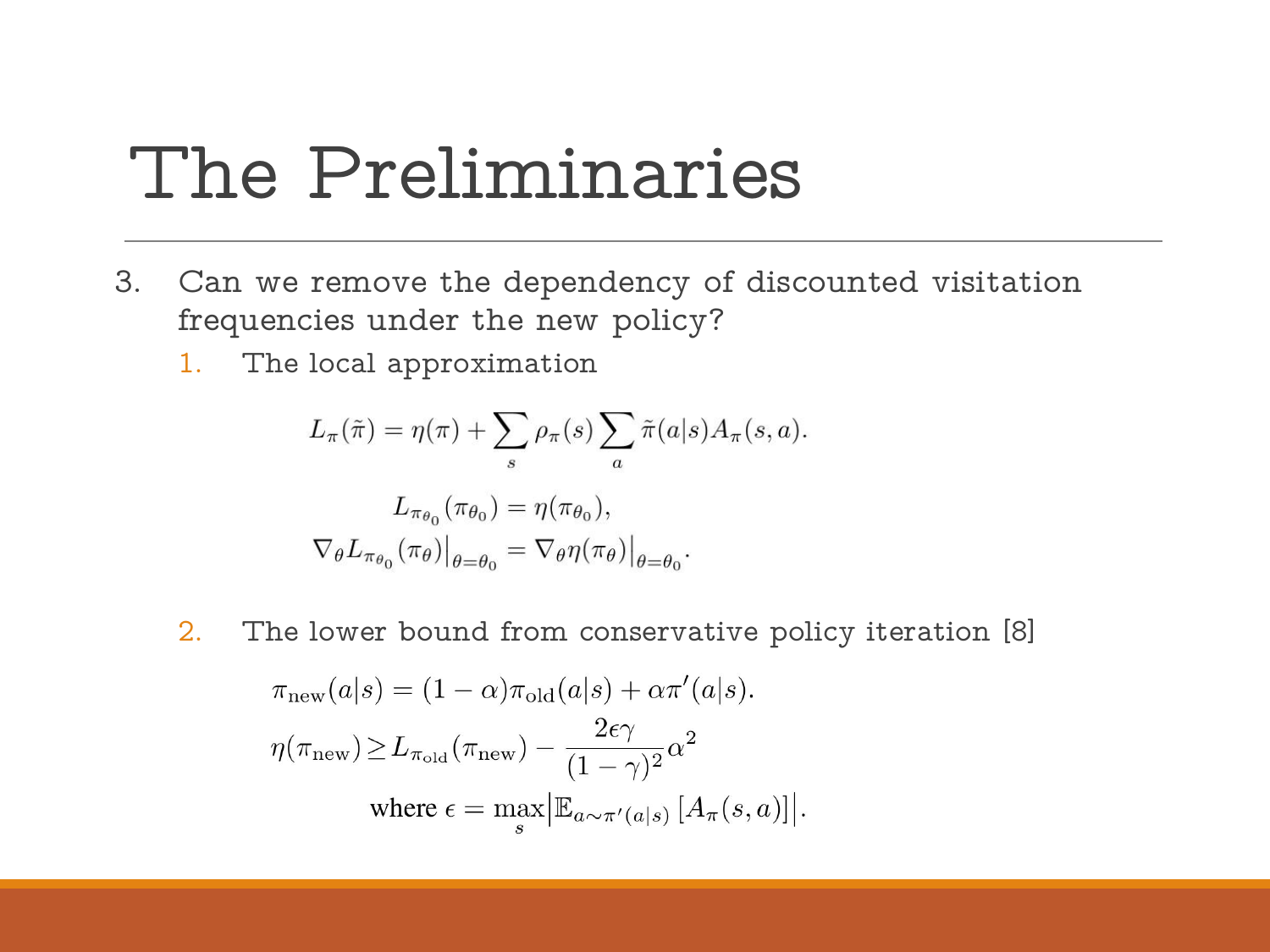# The Preliminaries

3. Can we remove the dependency of discounted visitation frequencies under the new policy?
   1. The local approximation

$$L_\pi(\tilde{\pi}) = \eta(\pi) + \sum_s \rho_\pi(s) \sum_a \tilde{\pi}(a|s) A_\pi(s,a).$$

$$L_{\pi_{\theta_0}}(\pi_{\theta_0}) = \eta(\pi_{\theta_0}),$$
$$\nabla_\theta L_{\pi_{\theta_0}}(\pi_\theta)\big|_{\theta=\theta_0} = \nabla_\theta \eta(\pi_\theta)\big|_{\theta=\theta_0}.$$

   2. The lower bound from conservative policy iteration [8]

$$\pi_{\text{new}}(a|s) = (1-\alpha)\pi_{\text{old}}(a|s) + \alpha\pi'(a|s).$$
$$\eta(\pi_{\text{new}}) \geq L_{\pi_{\text{old}}}(\pi_{\text{new}}) - \frac{2\epsilon\gamma}{(1-\gamma)^2}\alpha^2$$
$$\text{where } \epsilon = \max_s \left| \mathbb{E}_{a \sim \pi'(a|s)} \left[ A_\pi(s,a) \right] \right|.$$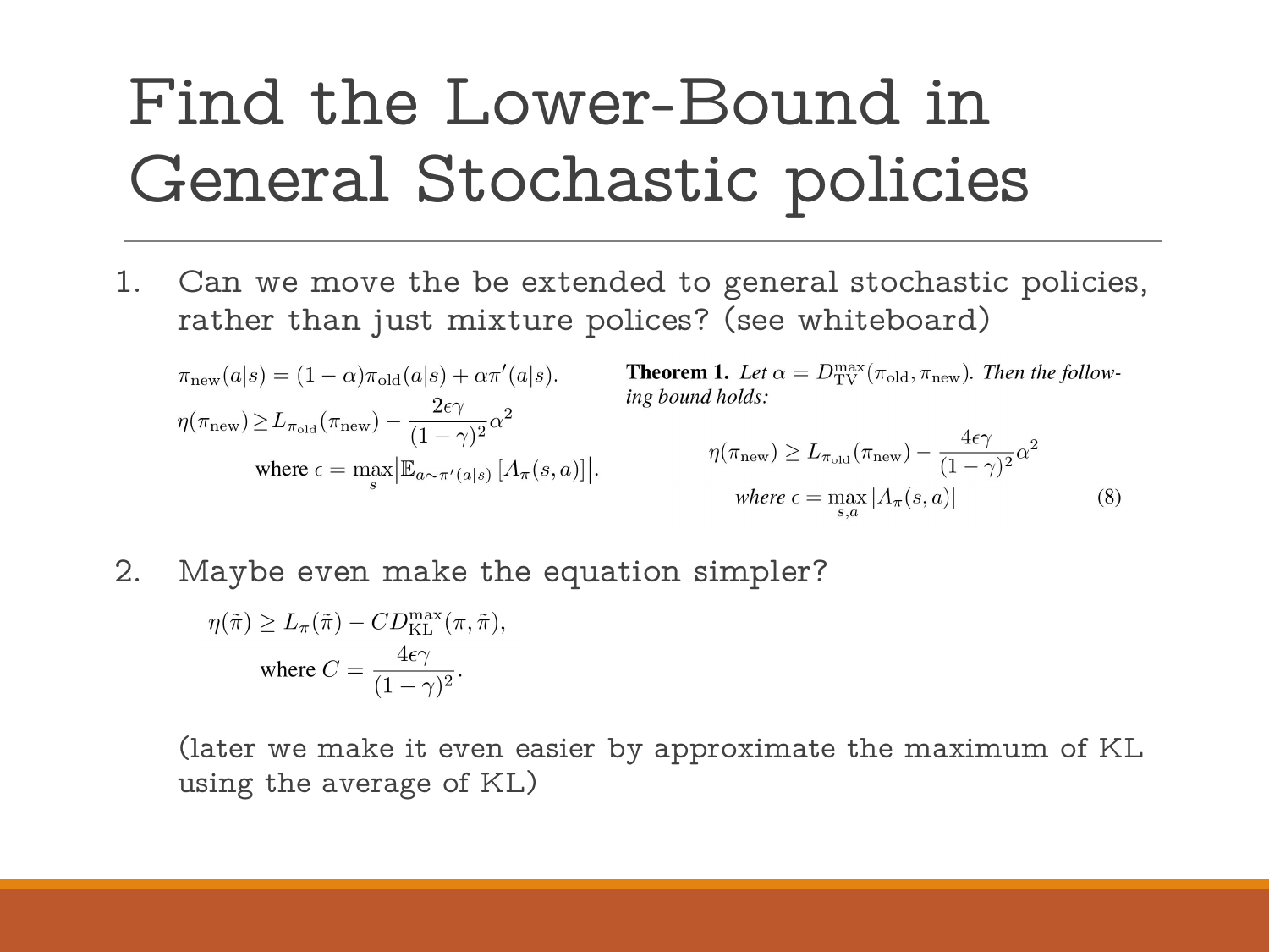# Find the Lower-Bound in General Stochastic policies

1. Can we move the be extended to general stochastic policies, rather than just mixture polices? (see whiteboard)

$$\pi_{\text{new}}(a|s) = (1-\alpha)\pi_{\text{old}}(a|s) + \alpha\pi'(a|s).$$

$$\eta(\pi_{\text{new}}) \geq L_{\pi_{\text{old}}}(\pi_{\text{new}}) - \frac{2\epsilon\gamma}{(1-\gamma)^2}\alpha^2$$

$$\text{where } \epsilon = \max_s \left| \mathbb{E}_{a\sim\pi'(a|s)}\left[A_\pi(s,a)\right] \right|.$$

**Theorem 1.** *Let $\alpha = D_{\mathrm{TV}}^{\max}(\pi_{\text{old}}, \pi_{\text{new}})$. Then the following bound holds:*

$$\eta(\pi_{\text{new}}) \geq L_{\pi_{\text{old}}}(\pi_{\text{new}}) - \frac{4\epsilon\gamma}{(1-\gamma)^2}\alpha^2$$

$$\textit{where } \epsilon = \max_{s,a} |A_\pi(s,a)| \qquad (8)$$

2. Maybe even make the equation simpler?

$$\eta(\tilde{\pi}) \geq L_\pi(\tilde{\pi}) - C D_{\mathrm{KL}}^{\max}(\pi, \tilde{\pi}),$$

$$\text{where } C = \frac{4\epsilon\gamma}{(1-\gamma)^2}.$$

(later we make it even easier by approximate the maximum of KL using the average of KL)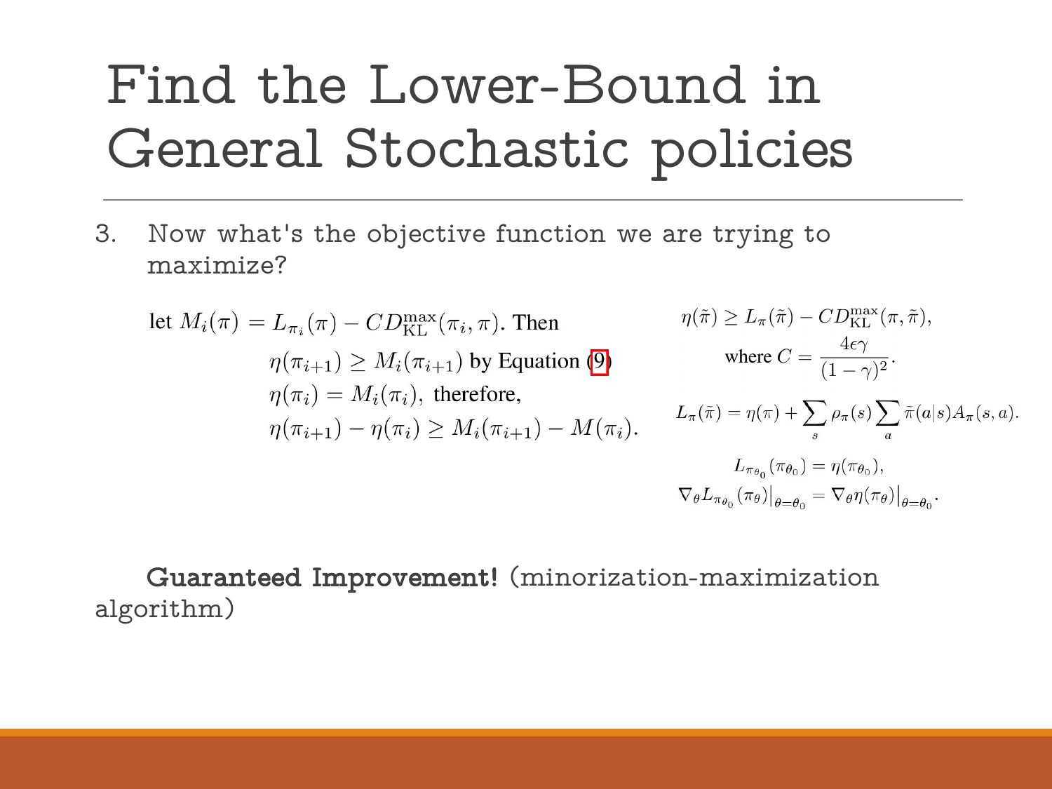# Find the Lower-Bound in General Stochastic policies

3. Now what's the objective function we are trying to maximize?

let $M_i(\pi) = L_{\pi_i}(\pi) - CD_{\mathrm{KL}}^{\max}(\pi_i, \pi)$. Then

$$\eta(\pi_{i+1}) \geq M_i(\pi_{i+1}) \text{ by Equation (9)}$$

$$\eta(\pi_i) = M_i(\pi_i), \text{ therefore,}$$

$$\eta(\pi_{i+1}) - \eta(\pi_i) \geq M_i(\pi_{i+1}) - M(\pi_i).$$

$$\eta(\tilde{\pi}) \geq L_\pi(\tilde{\pi}) - CD_{\mathrm{KL}}^{\max}(\pi, \tilde{\pi}),$$

$$\text{where } C = \frac{4\epsilon\gamma}{(1-\gamma)^2}.$$

$$L_\pi(\tilde{\pi}) = \eta(\pi) + \sum_s \rho_\pi(s) \sum_a \tilde{\pi}(a|s) A_\pi(s, a).$$

$$L_{\pi_{\theta_0}}(\pi_{\theta_0}) = \eta(\pi_{\theta_0}),$$

$$\nabla_\theta L_{\pi_{\theta_0}}(\pi_\theta)\big|_{\theta=\theta_0} = \nabla_\theta \eta(\pi_\theta)\big|_{\theta=\theta_0}.$$

**Guaranteed Improvement!** (minorization-maximization algorithm)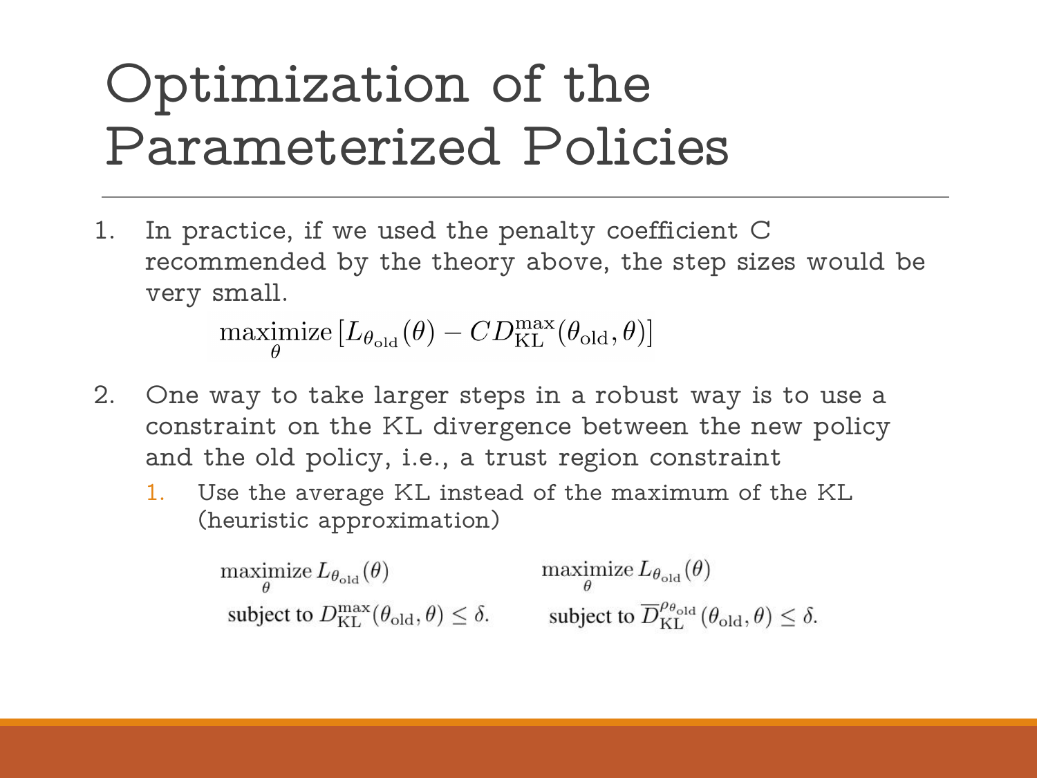# Optimization of the Parameterized Policies

1. In practice, if we used the penalty coefficient C recommended by the theory above, the step sizes would be very small.

$$\underset{\theta}{\text{maximize}} \left[ L_{\theta_{\text{old}}}(\theta) - C D_{\text{KL}}^{\max}(\theta_{\text{old}}, \theta) \right]$$

2. One way to take larger steps in a robust way is to use a constraint on the KL divergence between the new policy and the old policy, i.e., a trust region constraint
   1. Use the average KL instead of the maximum of the KL (heuristic approximation)

$$\underset{\theta}{\text{maximize}}\, L_{\theta_{\text{old}}}(\theta) \quad \text{subject to } D_{\text{KL}}^{\max}(\theta_{\text{old}}, \theta) \leq \delta.$$

$$\underset{\theta}{\text{maximize}}\, L_{\theta_{\text{old}}}(\theta) \quad \text{subject to } \overline{D}_{\text{KL}}^{\rho_{\theta_{\text{old}}}}(\theta_{\text{old}}, \theta) \leq \delta.$$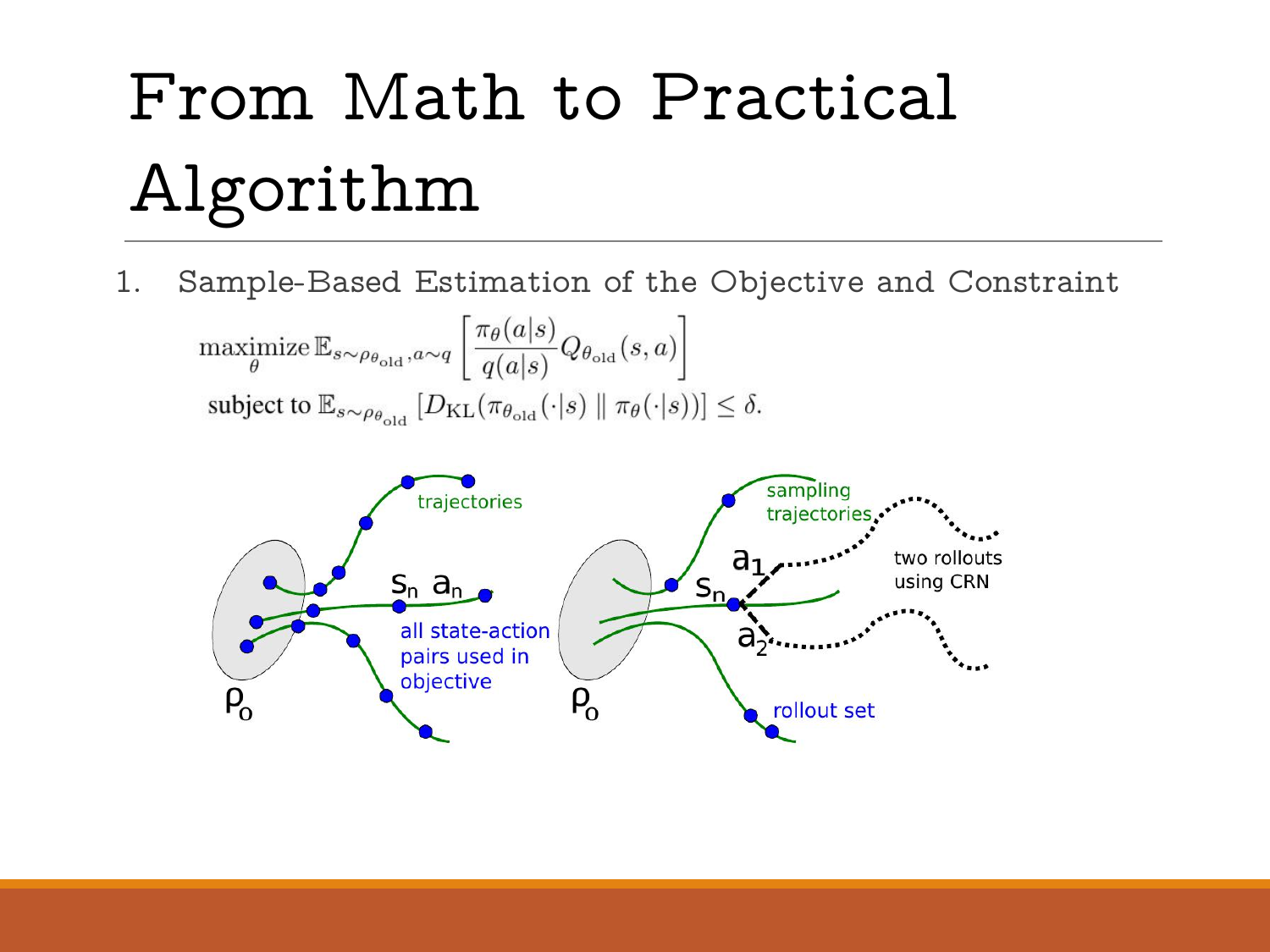# From Math to Practical Algorithm

1. Sample-Based Estimation of the Objective and Constraint

$$\underset{\theta}{\text{maximize}}\, \mathbb{E}_{s\sim\rho_{\theta_{\text{old}}},a\sim q}\left[\frac{\pi_\theta(a|s)}{q(a|s)}Q_{\theta_{\text{old}}}(s,a)\right]$$

$$\text{subject to } \mathbb{E}_{s\sim\rho_{\theta_{\text{old}}}}\left[D_{\text{KL}}(\pi_{\theta_{\text{old}}}(\cdot|s)\parallel\pi_\theta(\cdot|s))\right]\leq\delta.$$

trajectories

$s_n$ $a_n$

all state-action pairs used in objective

$\rho_0$

sampling trajectories

$a_1$

$s_n$

$a_2$

two rollouts using CRN

rollout set

$\rho_0$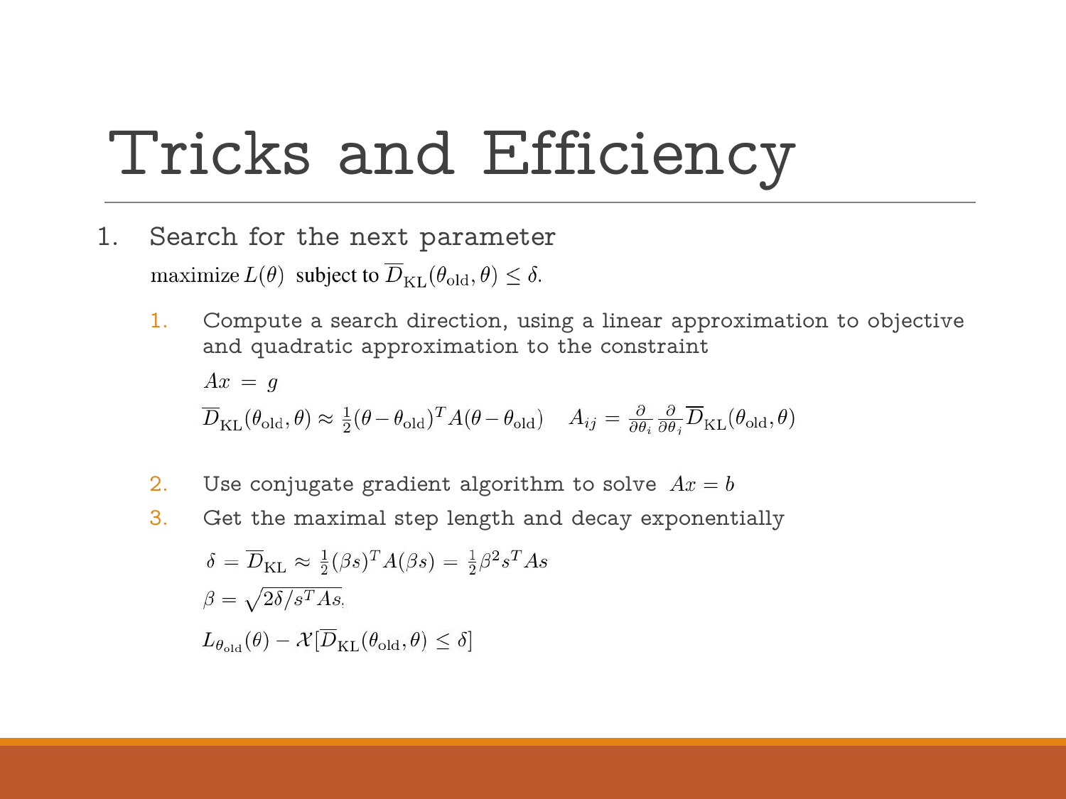# Tricks and Efficiency

1. Search for the next parameter

   maximize $L(\theta)$ subject to $\overline{D}_{\mathrm{KL}}(\theta_{\mathrm{old}}, \theta) \leq \delta$.

   1. Compute a search direction, using a linear approximation to objective and quadratic approximation to the constraint

      $Ax = g$

      $\overline{D}_{\mathrm{KL}}(\theta_{\mathrm{old}}, \theta) \approx \frac{1}{2}(\theta - \theta_{\mathrm{old}})^T A(\theta - \theta_{\mathrm{old}}) \quad A_{ij} = \frac{\partial}{\partial \theta_i} \frac{\partial}{\partial \theta_j} \overline{D}_{\mathrm{KL}}(\theta_{\mathrm{old}}, \theta)$

   2. Use conjugate gradient algorithm to solve $Ax = b$
   3. Get the maximal step length and decay exponentially

      $\delta = \overline{D}_{\mathrm{KL}} \approx \frac{1}{2}(\beta s)^T A(\beta s) = \frac{1}{2}\beta^2 s^T A s$

      $\beta = \sqrt{2\delta / s^T A s}$

      $L_{\theta_{\mathrm{old}}}(\theta) - \mathcal{X}[\overline{D}_{\mathrm{KL}}(\theta_{\mathrm{old}}, \theta) \leq \delta]$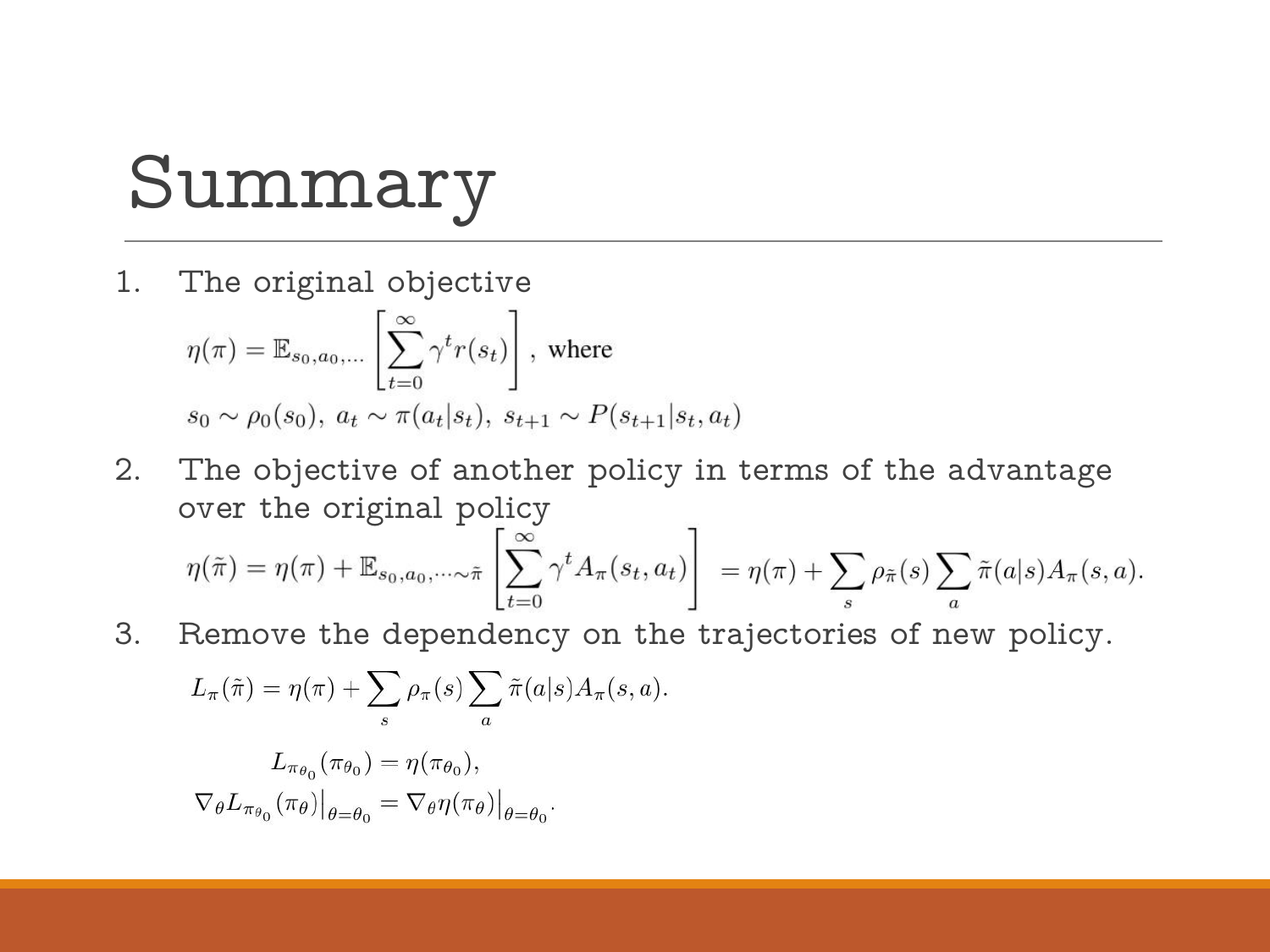# Summary

1. The original objective

$$\eta(\pi) = \mathbb{E}_{s_0, a_0, \ldots}\left[\sum_{t=0}^{\infty} \gamma^t r(s_t)\right], \text{ where}$$

$$s_0 \sim \rho_0(s_0),\ a_t \sim \pi(a_t|s_t),\ s_{t+1} \sim P(s_{t+1}|s_t, a_t)$$

2. The objective of another policy in terms of the advantage over the original policy

$$\eta(\tilde{\pi}) = \eta(\pi) + \mathbb{E}_{s_0, a_0, \cdots \sim \tilde{\pi}}\left[\sum_{t=0}^{\infty} \gamma^t A_\pi(s_t, a_t)\right] = \eta(\pi) + \sum_s \rho_{\tilde{\pi}}(s) \sum_a \tilde{\pi}(a|s) A_\pi(s, a).$$

3. Remove the dependency on the trajectories of new policy.

$$L_\pi(\tilde{\pi}) = \eta(\pi) + \sum_s \rho_\pi(s) \sum_a \tilde{\pi}(a|s) A_\pi(s, a).$$

$$L_{\pi_{\theta_0}}(\pi_{\theta_0}) = \eta(\pi_{\theta_0}),$$

$$\nabla_\theta L_{\pi_{\theta_0}}(\pi_\theta)\big|_{\theta=\theta_0} = \nabla_\theta \eta(\pi_\theta)\big|_{\theta=\theta_0}.$$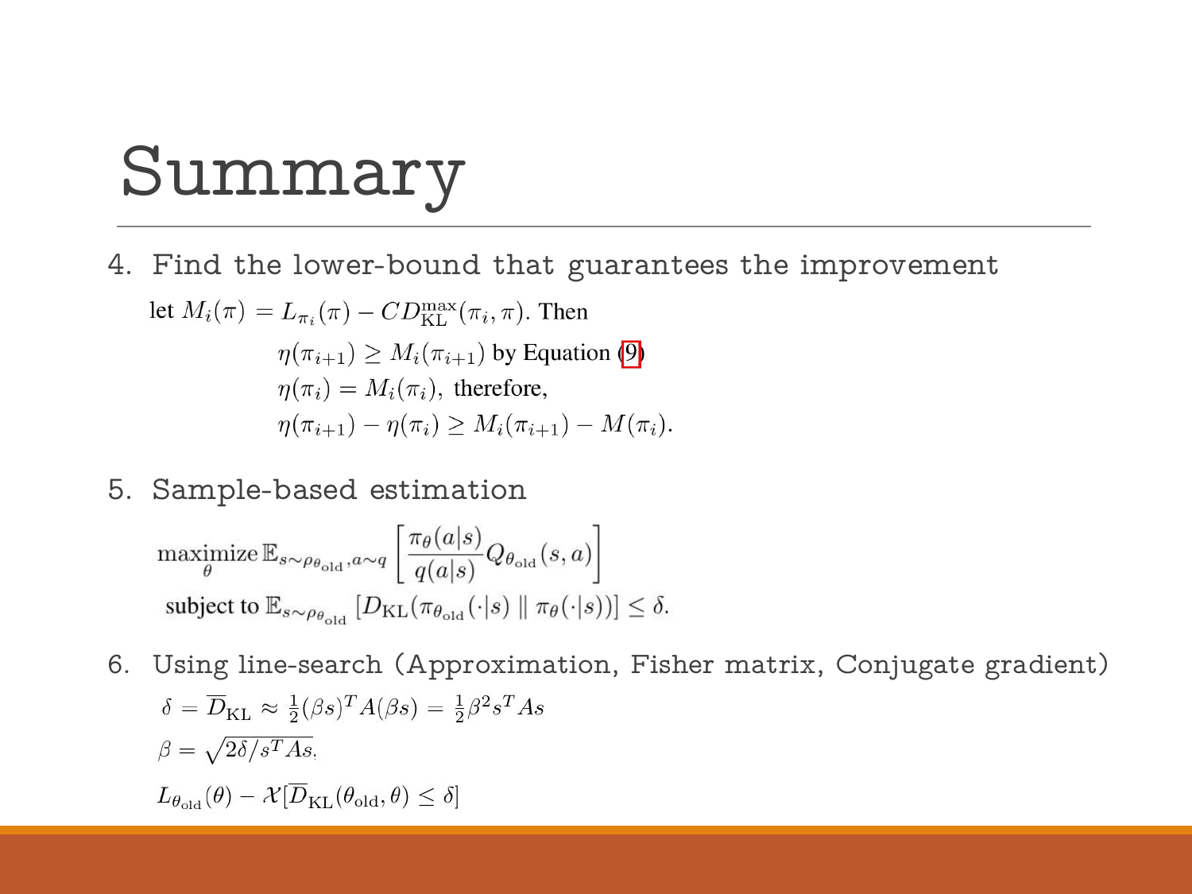# Summary

4. Find the lower-bound that guarantees the improvement

let $M_i(\pi) = L_{\pi_i}(\pi) - CD_{\mathrm{KL}}^{\max}(\pi_i, \pi)$. Then

$$\eta(\pi_{i+1}) \geq M_i(\pi_{i+1}) \text{ by Equation (9)}$$
$$\eta(\pi_i) = M_i(\pi_i), \text{ therefore,}$$
$$\eta(\pi_{i+1}) - \eta(\pi_i) \geq M_i(\pi_{i+1}) - M(\pi_i).$$

5. Sample-based estimation

$$\underset{\theta}{\text{maximize}}\, \mathbb{E}_{s\sim\rho_{\theta_{\text{old}}}, a\sim q}\left[\frac{\pi_\theta(a|s)}{q(a|s)} Q_{\theta_{\text{old}}}(s,a)\right]$$
$$\text{subject to } \mathbb{E}_{s\sim\rho_{\theta_{\text{old}}}}\left[D_{\mathrm{KL}}(\pi_{\theta_{\text{old}}}(\cdot|s) \,\|\, \pi_\theta(\cdot|s))\right] \leq \delta.$$

6. Using line-search (Approximation, Fisher matrix, Conjugate gradient)

$$\delta = \overline{D}_{\mathrm{KL}} \approx \tfrac{1}{2}(\beta s)^T A(\beta s) = \tfrac{1}{2}\beta^2 s^T A s$$
$$\beta = \sqrt{2\delta / s^T A s}.$$
$$L_{\theta_{\text{old}}}(\theta) - \mathcal{X}[\overline{D}_{\mathrm{KL}}(\theta_{\text{old}}, \theta) \leq \delta]$$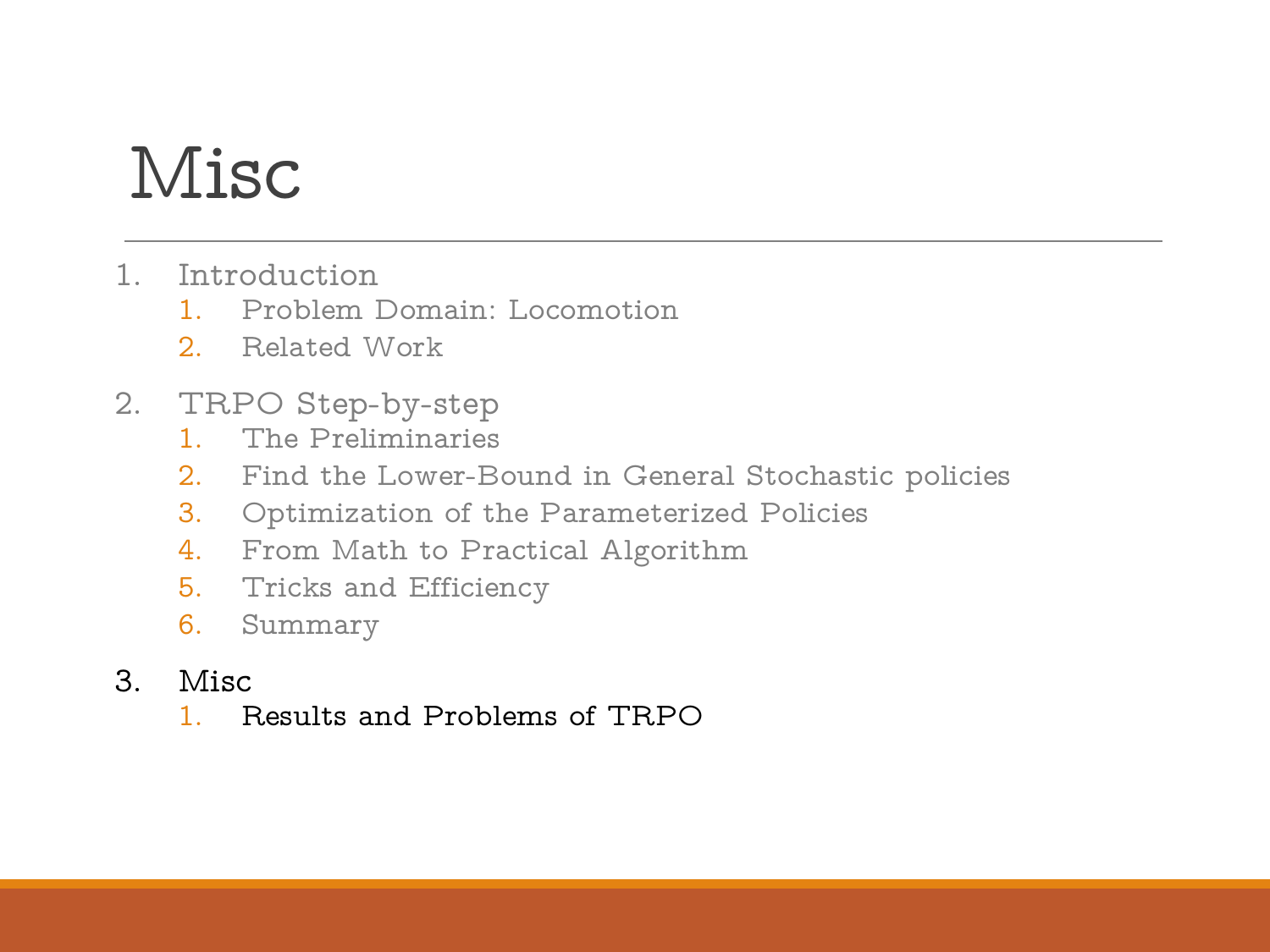# Misc

1. Introduction
    1. Problem Domain: Locomotion
    2. Related Work
2. TRPO Step-by-step
    1. The Preliminaries
    2. Find the Lower-Bound in General Stochastic policies
    3. Optimization of the Parameterized Policies
    4. From Math to Practical Algorithm
    5. Tricks and Efficiency
    6. Summary
3. Misc
    1. Results and Problems of TRPO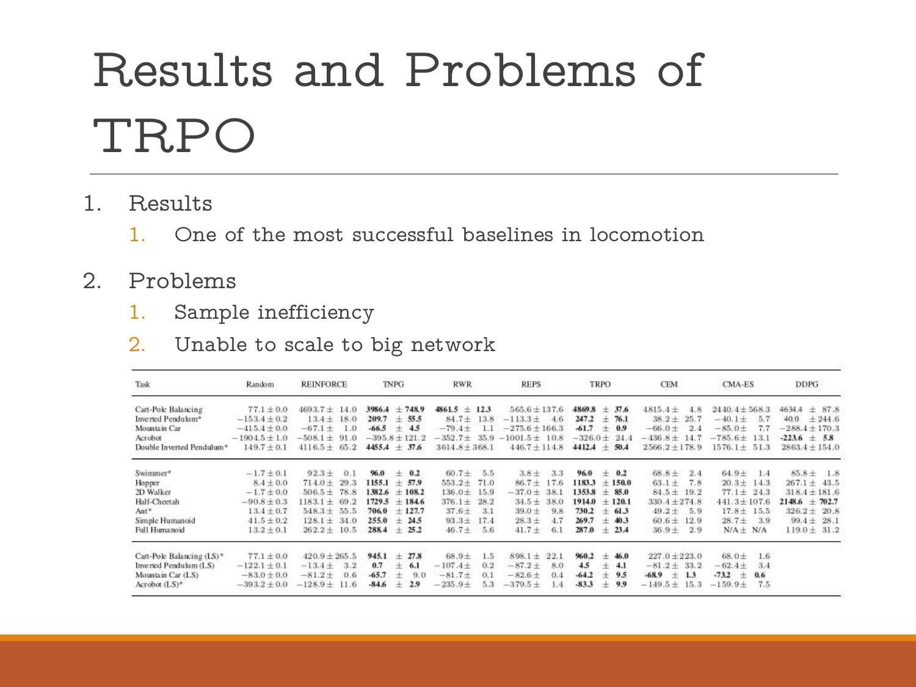# Results and Problems of TRPO

1. Results
   1. One of the most successful baselines in locomotion
2. Problems
   1. Sample inefficiency
   2. Unable to scale to big network

| Task | Random | REINFORCE | TNPG | RWR | REPS | TRPO | CEM | CMA-ES | DDPG |
|---|---|---|---|---|---|---|---|---|---|
| Cart-Pole Balancing | $77.1 \pm 0.0$ | $4693.7 \pm 14.0$ | **3986.4** $\pm$ **748.9** | **4861.5** $\pm$ **12.3** | $565.6 \pm 137.6$ | **4869.8** $\pm$ **37.6** | $4815.4 \pm 4.8$ | $2440.4 \pm 568.3$ | $4634.4 \pm 87.8$ |
| Inverted Pendulum* | $-153.4 \pm 0.2$ | $13.4 \pm 18.0$ | **209.7** $\pm$ **55.5** | $84.7 \pm 13.8$ | $-113.3 \pm 4.6$ | **247.2** $\pm$ **76.1** | $38.2 \pm 25.7$ | $-40.1 \pm 5.7$ | $40.0 \pm 244.6$ |
| Mountain Car | $-415.4 \pm 0.0$ | $-67.1 \pm 1.0$ | **-66.5** $\pm$ **4.5** | $-79.4 \pm 1.1$ | $-275.6 \pm 166.3$ | **-61.7** $\pm$ **0.9** | $-66.0 \pm 2.4$ | $-85.0 \pm 7.7$ | $-288.4 \pm 170.3$ |
| Acrobot | $-1904.5 \pm 1.0$ | $-508.1 \pm 91.0$ | $-395.8 \pm 121.2$ | $-352.7 \pm 35.9$ | $-1001.5 \pm 10.8$ | $-326.0 \pm 24.4$ | $-436.8 \pm 14.7$ | $-785.6 \pm 13.1$ | **-223.6** $\pm$ **5.8** |
| Double Inverted Pendulum* | $149.7 \pm 0.1$ | $4116.5 \pm 65.2$ | **4455.4** $\pm$ **37.6** | $3614.8 \pm 368.1$ | $446.7 \pm 114.8$ | **4412.4** $\pm$ **50.4** | $2566.2 \pm 178.9$ | $1576.1 \pm 51.3$ | $2863.4 \pm 154.0$ |
| Swimmer* | $-1.7 \pm 0.1$ | $92.3 \pm 0.1$ | **96.0** $\pm$ **0.2** | $60.7 \pm 5.5$ | $3.8 \pm 3.3$ | **96.0** $\pm$ **0.2** | $68.8 \pm 2.4$ | $64.9 \pm 1.4$ | $85.8 \pm 1.8$ |
| Hopper | $8.4 \pm 0.0$ | $714.0 \pm 29.3$ | **1155.1** $\pm$ **57.9** | $553.2 \pm 71.0$ | $86.7 \pm 17.6$ | **1183.3** $\pm$ **150.0** | $63.1 \pm 7.8$ | $20.3 \pm 14.3$ | $267.1 \pm 43.5$ |
| 2D Walker | $-1.7 \pm 0.0$ | $506.5 \pm 78.8$ | **1382.6** $\pm$ **108.2** | $136.0 \pm 15.9$ | $-37.0 \pm 38.1$ | **1353.8** $\pm$ **85.0** | $84.5 \pm 19.2$ | $77.1 \pm 24.3$ | $318.4 \pm 181.6$ |
| Half-Cheetah | $-90.8 \pm 0.3$ | $1183.1 \pm 69.2$ | **1729.5** $\pm$ **184.6** | $376.1 \pm 28.2$ | $34.5 \pm 38.0$ | **1914.0** $\pm$ **120.1** | $330.4 \pm 274.8$ | $441.3 \pm 107.6$ | **2148.6** $\pm$ **702.7** |
| Ant* | $13.4 \pm 0.7$ | $548.3 \pm 55.5$ | **706.0** $\pm$ **127.7** | $37.6 \pm 3.1$ | $39.0 \pm 9.8$ | **730.2** $\pm$ **61.3** | $49.2 \pm 5.9$ | $17.8 \pm 15.5$ | $326.2 \pm 20.8$ |
| Simple Humanoid | $41.5 \pm 0.2$ | $128.1 \pm 34.0$ | **255.0** $\pm$ **24.5** | $93.3 \pm 17.4$ | $28.3 \pm 4.7$ | **269.7** $\pm$ **40.3** | $60.6 \pm 12.9$ | $28.7 \pm 3.9$ | $99.4 \pm 28.1$ |
| Full Humanoid | $13.2 \pm 0.1$ | $262.2 \pm 10.5$ | **288.4** $\pm$ **25.2** | $46.7 \pm 5.6$ | $41.7 \pm 6.1$ | **287.0** $\pm$ **23.4** | $36.9 \pm 2.9$ | N/A $\pm$ N/A | $119.0 \pm 31.2$ |
| Cart-Pole Balancing (LS)* | $77.1 \pm 0.0$ | $420.9 \pm 265.5$ | **945.1** $\pm$ **27.8** | $68.9 \pm 1.5$ | $898.1 \pm 22.1$ | **960.2** $\pm$ **46.0** | $227.0 \pm 223.0$ | $68.0 \pm 1.6$ | |
| Inverted Pendulum (LS) | $-122.1 \pm 0.1$ | $-13.4 \pm 3.2$ | **0.7** $\pm$ **6.1** | $-107.4 \pm 0.2$ | $-87.2 \pm 8.0$ | **4.5** $\pm$ **4.1** | $-81.2 \pm 33.2$ | $-62.4 \pm 3.4$ | |
| Mountain Car (LS) | $-83.0 \pm 0.0$ | $-81.2 \pm 0.6$ | **-65.7** $\pm$ **9.0** | $-81.7 \pm 0.1$ | $-82.6 \pm 0.4$ | **-64.2** $\pm$ **9.5** | **-68.9** $\pm$ **1.3** | **-73.2** $\pm$ **0.6** | |
| Acrobot (LS)* | $-393.2 \pm 0.0$ | $-128.9 \pm 11.6$ | **-84.6** $\pm$ **2.9** | $-235.9 \pm 5.3$ | $-379.5 \pm 1.4$ | **-83.3** $\pm$ **9.9** | $-149.5 \pm 15.3$ | $-159.9 \pm 7.5$ | |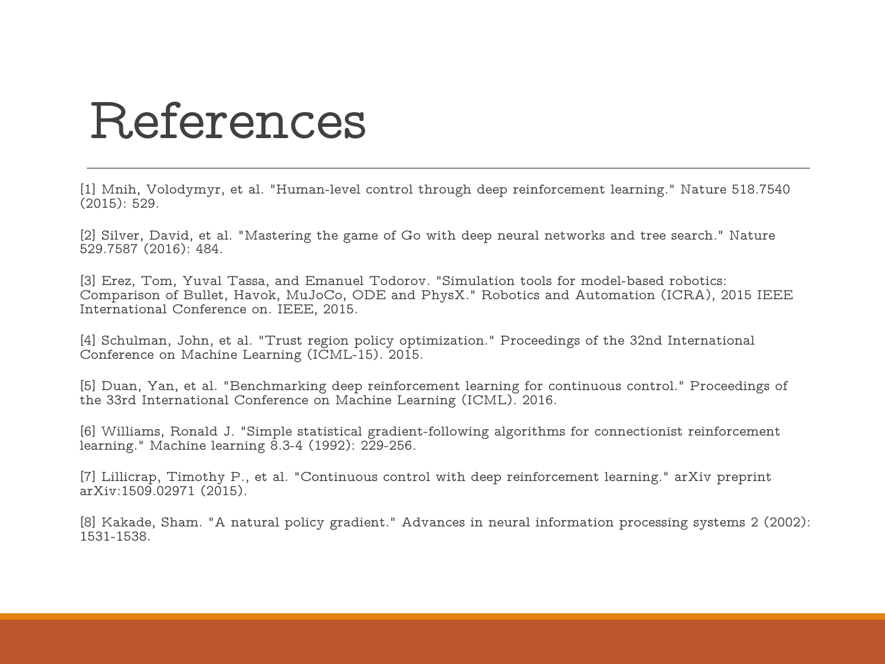# References

[1] Mnih, Volodymyr, et al. "Human-level control through deep reinforcement learning." Nature 518.7540 (2015): 529.

[2] Silver, David, et al. "Mastering the game of Go with deep neural networks and tree search." Nature 529.7587 (2016): 484.

[3] Erez, Tom, Yuval Tassa, and Emanuel Todorov. "Simulation tools for model-based robotics: Comparison of Bullet, Havok, MuJoCo, ODE and PhysX." Robotics and Automation (ICRA), 2015 IEEE International Conference on. IEEE, 2015.

[4] Schulman, John, et al. "Trust region policy optimization." Proceedings of the 32nd International Conference on Machine Learning (ICML-15). 2015.

[5] Duan, Yan, et al. "Benchmarking deep reinforcement learning for continuous control." Proceedings of the 33rd International Conference on Machine Learning (ICML). 2016.

[6] Williams, Ronald J. "Simple statistical gradient-following algorithms for connectionist reinforcement learning." Machine learning 8.3-4 (1992): 229-256.

[7] Lillicrap, Timothy P., et al. "Continuous control with deep reinforcement learning." arXiv preprint arXiv:1509.02971 (2015).

[8] Kakade, Sham. "A natural policy gradient." Advances in neural information processing systems 2 (2002): 1531-1538.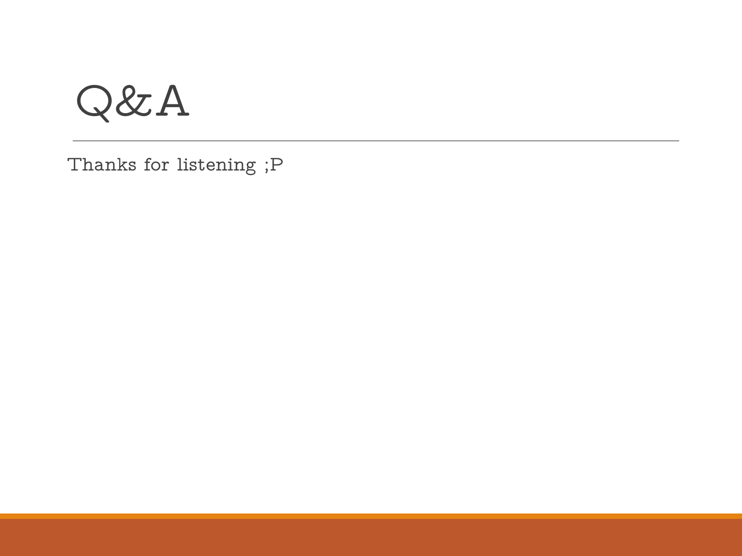# Q&A

Thanks for listening ;P